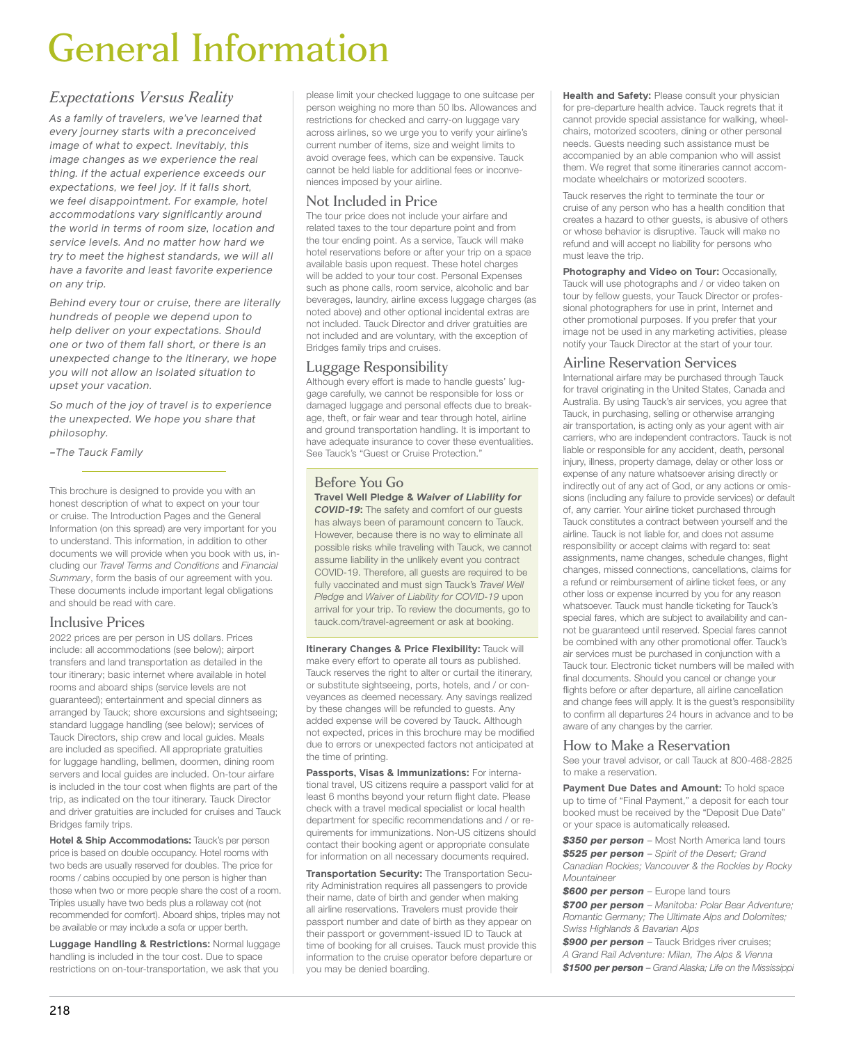# General Information

## Expectations Versus Reality

*As a family of travelers, we've learned that every journey starts with a preconceived image of what to expect. Inevitably, this image changes as we experience the real thing. If the actual experience exceeds our expectations, we feel joy. If it falls short, we feel disappointment. For example, hotel accommodations vary significantly around the world in terms of room size, location and service levels. And no matter how hard we try to meet the highest standards, we will all have a favorite and least favorite experience on any trip.*

*Behind every tour or cruise, there are literally hundreds of people we depend upon to help deliver on your expectations. Should one or two of them fall short, or there is an unexpected change to the itinerary, we hope you will not allow an isolated situation to upset your vacation.*

*So much of the joy of travel is to experience the unexpected. We hope you share that philosophy.*

*–The Tauck Family*

---

This brochure is designed to provide you with an honest description of what to expect on your tour or cruise. The Introduction Pages and the General Information (on this spread) are very important for you to understand. This information, in addition to other documents we will provide when you book with us, including our *Travel Terms and Conditions* and *Financial Summary*, form the basis of our agreement with you. These documents include important legal obligations and should be read with care.

## Inclusive Prices

2022 prices are per person in US dollars. Prices include: all accommodations (see below); airport transfers and land transportation as detailed in the tour itinerary; basic internet where available in hotel rooms and aboard ships (service levels are not guaranteed); entertainment and special dinners as arranged by Tauck; shore excursions and sightseeing; standard luggage handling (see below); services of Tauck Directors, ship crew and local guides. Meals are included as specified. All appropriate gratuities for luggage handling, bellmen, doormen, dining room servers and local guides are included. On-tour airfare is included in the tour cost when flights are part of the trip, as indicated on the tour itinerary. Tauck Director and driver gratuities are included for cruises and Tauck Bridges family trips.

**Hotel & Ship Accommodations:** Tauck's per person price is based on double occupancy. Hotel rooms with two beds are usually reserved for doubles. The price for rooms / cabins occupied by one person is higher than those when two or more people share the cost of a room. Triples usually have two beds plus a rollaway cot (not recommended for comfort). Aboard ships, triples may not be available or may include a sofa or upper berth.

**Luggage Handling & Restrictions:** Normal luggage handling is included in the tour cost. Due to space restrictions on on-tour-transportation, we ask that you please limit your checked luggage to one suitcase per person weighing no more than 50 lbs. Allowances and restrictions for checked and carry-on luggage vary across airlines, so we urge you to verify your airline's current number of items, size and weight limits to avoid overage fees, which can be expensive. Tauck cannot be held liable for additional fees or inconveniences imposed by your airline.

## Not Included in Price

The tour price does not include your airfare and related taxes to the tour departure point and from the tour ending point. As a service, Tauck will make hotel reservations before or after your trip on a space available basis upon request. These hotel charges will be added to your tour cost. Personal Expenses such as phone calls, room service, alcoholic and bar beverages, laundry, airline excess luggage charges (as noted above) and other optional incidental extras are not included. Tauck Director and driver gratuities are not included and are voluntary, with the exception of Bridges family trips and cruises.

## Luggage Responsibility

Although every effort is made to handle guests' luggage carefully, we cannot be responsible for loss or damaged luggage and personal effects due to breakage, theft, or fair wear and tear through hotel, airline and ground transportation handling. It is important to have adequate insurance to cover these eventualities. See Tauck's "Guest or Cruise Protection."

## Before You Go

**Travel Well Pledge & *Waiver of Liability for COVID-19*:** The safety and comfort of our guests has always been of paramount concern to Tauck. However, because there is no way to eliminate all possible risks while traveling with Tauck, we cannot assume liability in the unlikely event you contract COVID-19. Therefore, all guests are required to be fully vaccinated and must sign Tauck's *Travel Well Pledge* and *Waiver of Liability for COVID-19* upon arrival for your trip. To review the documents, go to tauck.com/travel-agreement or ask at booking.

**Itinerary Changes & Price Flexibility:** Tauck will make every effort to operate all tours as published. Tauck reserves the right to alter or curtail the itinerary, or substitute sightseeing, ports, hotels, and / or conveyances as deemed necessary. Any savings realized by these changes will be refunded to guests. Any added expense will be covered by Tauck. Although not expected, prices in this brochure may be modified due to errors or unexpected factors not anticipated at the time of printing.

**Passports, Visas & Immunizations:** For international travel, US citizens require a passport valid for at least 6 months beyond your return flight date. Please check with a travel medical specialist or local health department for specific recommendations and / or requirements for immunizations. Non-US citizens should contact their booking agent or appropriate consulate for information on all necessary documents required.

**Transportation Security:** The Transportation Security Administration requires all passengers to provide their name, date of birth and gender when making all airline reservations. Travelers must provide their passport number and date of birth as they appear on their passport or government-issued ID to Tauck at time of booking for all cruises. Tauck must provide this information to the cruise operator before departure or you may be denied boarding.

**Health and Safety:** Please consult your physician for pre-departure health advice. Tauck regrets that it cannot provide special assistance for walking, wheelchairs, motorized scooters, dining or other personal needs. Guests needing such assistance must be accompanied by an able companion who will assist them. We regret that some itineraries cannot accommodate wheelchairs or motorized scooters.

Tauck reserves the right to terminate the tour or cruise of any person who has a health condition that creates a hazard to other guests, is abusive of others or whose behavior is disruptive. Tauck will make no refund and will accept no liability for persons who must leave the trip.

**Photography and Video on Tour:** Occasionally, Tauck will use photographs and / or video taken on tour by fellow guests, your Tauck Director or professional photographers for use in print, Internet and other promotional purposes. If you prefer that your image not be used in any marketing activities, please notify your Tauck Director at the start of your tour.

## Airline Reservation Services

International airfare may be purchased through Tauck for travel originating in the United States, Canada and Australia. By using Tauck's air services, you agree that Tauck, in purchasing, selling or otherwise arranging air transportation, is acting only as your agent with air carriers, who are independent contractors. Tauck is not liable or responsible for any accident, death, personal injury, illness, property damage, delay or other loss or expense of any nature whatsoever arising directly or indirectly out of any act of God, or any actions or omissions (including any failure to provide services) or default of, any carrier. Your airline ticket purchased through Tauck constitutes a contract between yourself and the airline. Tauck is not liable for, and does not assume responsibility or accept claims with regard to: seat assignments, name changes, schedule changes, flight changes, missed connections, cancellations, claims for a refund or reimbursement of airline ticket fees, or any other loss or expense incurred by you for any reason whatsoever. Tauck must handle ticketing for Tauck's special fares, which are subject to availability and cannot be guaranteed until reserved. Special fares cannot be combined with any other promotional offer. Tauck's air services must be purchased in conjunction with a Tauck tour. Electronic ticket numbers will be mailed with final documents. Should you cancel or change your flights before or after departure, all airline cancellation and change fees will apply. It is the guest's responsibility to confirm all departures 24 hours in advance and to be aware of any changes by the carrier.

## How to Make a Reservation

See your travel advisor, or call Tauck at 800-468-2825 to make a reservation.

**Payment Due Dates and Amount:** To hold space up to time of "Final Payment," a deposit for each tour booked must be received by the "Deposit Due Date" or your space is automatically released.

***$350 per person*** – Most North America land tours

***$525 per person*** – *Spirit of the Desert; Grand Canadian Rockies; Vancouver & the Rockies by Rocky Mountaineer*

***$600 per person*** – Europe land tours

***$700 per person*** – *Manitoba: Polar Bear Adventure; Romantic Germany; The Ultimate Alps and Dolomites; Swiss Highlands & Bavarian Alps*

***$900 per person*** – Tauck Bridges river cruises; *A Grand Rail Adventure: Milan, The Alps & Vienna*

***$1500 per person*** – *Grand Alaska; Life on the Mississippi*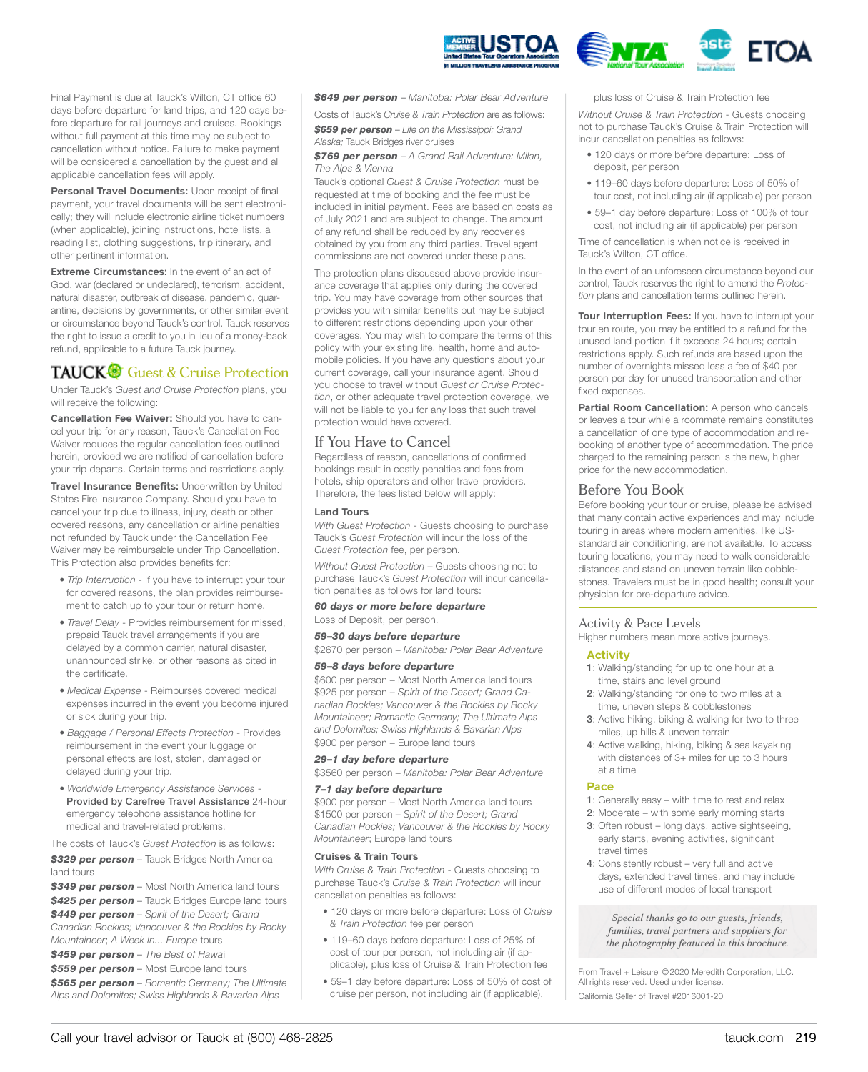Final Payment is due at Tauck's Wilton, CT office 60 days before departure for land trips, and 120 days before departure for rail journeys and cruises. Bookings without full payment at this time may be subject to cancellation without notice. Failure to make payment will be considered a cancellation by the guest and all applicable cancellation fees will apply.

**Personal Travel Documents:** Upon receipt of final payment, your travel documents will be sent electronically; they will include electronic airline ticket numbers (when applicable), joining instructions, hotel lists, a reading list, clothing suggestions, trip itinerary, and other pertinent information.

**Extreme Circumstances:** In the event of an act of God, war (declared or undeclared), terrorism, accident, natural disaster, outbreak of disease, pandemic, quarantine, decisions by governments, or other similar event or circumstance beyond Tauck's control. Tauck reserves the right to issue a credit to you in lieu of a money-back refund, applicable to a future Tauck journey.

## TAUCK Guest & Cruise Protection

Under Tauck's *Guest and Cruise Protection* plans, you will receive the following:

**Cancellation Fee Waiver:** Should you have to cancel your trip for any reason, Tauck's Cancellation Fee Waiver reduces the regular cancellation fees outlined herein, provided we are notified of cancellation before your trip departs. Certain terms and restrictions apply.

**Travel Insurance Benefits:** Underwritten by United States Fire Insurance Company. Should you have to cancel your trip due to illness, injury, death or other covered reasons, any cancellation or airline penalties not refunded by Tauck under the Cancellation Fee Waiver may be reimbursable under Trip Cancellation. This Protection also provides benefits for:

- *Trip Interruption* - If you have to interrupt your tour for covered reasons, the plan provides reimbursement to catch up to your tour or return home.
- *Travel Delay* - Provides reimbursement for missed, prepaid Tauck travel arrangements if you are delayed by a common carrier, natural disaster, unannounced strike, or other reasons as cited in the certificate.
- *Medical Expense* - Reimburses covered medical expenses incurred in the event you become injured or sick during your trip.
- *Baggage / Personal Effects Protection* - Provides reimbursement in the event your luggage or personal effects are lost, stolen, damaged or delayed during your trip.
- *Worldwide Emergency Assistance Services -* **Provided by Carefree Travel Assistance** 24-hour emergency telephone assistance hotline for medical and travel-related problems.

The costs of Tauck's *Guest Protection* is as follows:

***$329 per person*** – Tauck Bridges North America land tours

***$349 per person*** – Most North America land tours

***$425 per person*** – Tauck Bridges Europe land tours

***$449 per person*** – *Spirit of the Desert; Grand Canadian Rockies; Vancouver & the Rockies by Rocky Mountaineer*; *A Week In... Europe* tours

***$459 per person*** – *The Best of Hawaii*

***$559 per person*** – Most Europe land tours

***$565 per person*** – *Romantic Germany; The Ultimate Alps and Dolomites; Swiss Highlands & Bavarian Alps*

***$649 per person*** – *Manitoba: Polar Bear Adventure*

Costs of Tauck's *Cruise & Train Protection* are as follows:

***$659 per person*** – *Life on the Mississippi; Grand Alaska;* Tauck Bridges river cruises

***$769 per person*** – *A Grand Rail Adventure: Milan, The Alps & Vienna*

Tauck's optional *Guest & Cruise Protection* must be requested at time of booking and the fee must be included in initial payment. Fees are based on costs as of July 2021 and are subject to change. The amount of any refund shall be reduced by any recoveries obtained by you from any third parties. Travel agent commissions are not covered under these plans.

The protection plans discussed above provide insurance coverage that applies only during the covered trip. You may have coverage from other sources that provides you with similar benefits but may be subject to different restrictions depending upon your other coverages. You may wish to compare the terms of this policy with your existing life, health, home and automobile policies. If you have any questions about your current coverage, call your insurance agent. Should you choose to travel without *Guest or Cruise Protection*, or other adequate travel protection coverage, we will not be liable to you for any loss that such travel protection would have covered.

## If You Have to Cancel

Regardless of reason, cancellations of confirmed bookings result in costly penalties and fees from hotels, ship operators and other travel providers. Therefore, the fees listed below will apply:

**Land Tours**

*With Guest Protection* - Guests choosing to purchase Tauck's *Guest Protection* will incur the loss of the *Guest Protection* fee, per person.

*Without Guest Protection* – Guests choosing not to purchase Tauck's *Guest Protection* will incur cancellation penalties as follows for land tours:

***60 days or more before departure***
Loss of Deposit, per person.

***59–30 days before departure***
$2670 per person – *Manitoba: Polar Bear Adventure*

***59–8 days before departure***
$600 per person – Most North America land tours
$925 per person – *Spirit of the Desert; Grand Canadian Rockies; Vancouver & the Rockies by Rocky Mountaineer; Romantic Germany; The Ultimate Alps and Dolomites; Swiss Highlands & Bavarian Alps*
$900 per person – Europe land tours

***29–1 day before departure***
$3560 per person – *Manitoba: Polar Bear Adventure*

***7–1 day before departure***
$900 per person – Most North America land tours
$1500 per person – *Spirit of the Desert; Grand Canadian Rockies; Vancouver & the Rockies by Rocky Mountaineer*; Europe land tours

**Cruises & Train Tours**

*With Cruise & Train Protection* - Guests choosing to purchase Tauck's *Cruise & Train Protection* will incur cancellation penalties as follows:

- 120 days or more before departure: Loss of *Cruise & Train Protection* fee per person
- 119–60 days before departure: Loss of 25% of cost of tour per person, not including air (if applicable), plus loss of Cruise & Train Protection fee
- 59–1 day before departure: Loss of 50% of cost of cruise per person, not including air (if applicable), plus loss of Cruise & Train Protection fee

*Without Cruise & Train Protection* - Guests choosing not to purchase Tauck's Cruise & Train Protection will incur cancellation penalties as follows:

- 120 days or more before departure: Loss of deposit, per person
- 119–60 days before departure: Loss of 50% of tour cost, not including air (if applicable) per person
- 59–1 day before departure: Loss of 100% of tour cost, not including air (if applicable) per person

Time of cancellation is when notice is received in Tauck's Wilton, CT office.

In the event of an unforeseen circumstance beyond our control, Tauck reserves the right to amend the *Protection* plans and cancellation terms outlined herein.

**Tour Interruption Fees:** If you have to interrupt your tour en route, you may be entitled to a refund for the unused land portion if it exceeds 24 hours; certain restrictions apply. Such refunds are based upon the number of overnights missed less a fee of $40 per person per day for unused transportation and other fixed expenses.

**Partial Room Cancellation:** A person who cancels or leaves a tour while a roommate remains constitutes a cancellation of one type of accommodation and rebooking of another type of accommodation. The price charged to the remaining person is the new, higher price for the new accommodation.

## Before You Book

Before booking your tour or cruise, please be advised that many contain active experiences and may include touring in areas where modern amenities, like US-standard air conditioning, are not available. To access touring locations, you may need to walk considerable distances and stand on uneven terrain like cobblestones. Travelers must be in good health; consult your physician for pre-departure advice.

## Activity & Pace Levels

Higher numbers mean more active journeys.

### Activity

1: Walking/standing for up to one hour at a time, stairs and level ground
2: Walking/standing for one to two miles at a time, uneven steps & cobblestones
3: Active hiking, biking & walking for two to three miles, up hills & uneven terrain
4: Active walking, hiking, biking & sea kayaking with distances of 3+ miles for up to 3 hours at a time

### Pace

1: Generally easy – with time to rest and relax
2: Moderate – with some early morning starts
3: Often robust – long days, active sightseeing, early starts, evening activities, significant travel times
4: Consistently robust – very full and active days, extended travel times, and may include use of different modes of local transport

*Special thanks go to our guests, friends, families, travel partners and suppliers for the photography featured in this brochure.*

From Travel + Leisure ©2020 Meredith Corporation, LLC. All rights reserved. Used under license.

California Seller of Travel #2016001-20

Call your travel advisor or Tauck at (800) 468-2825